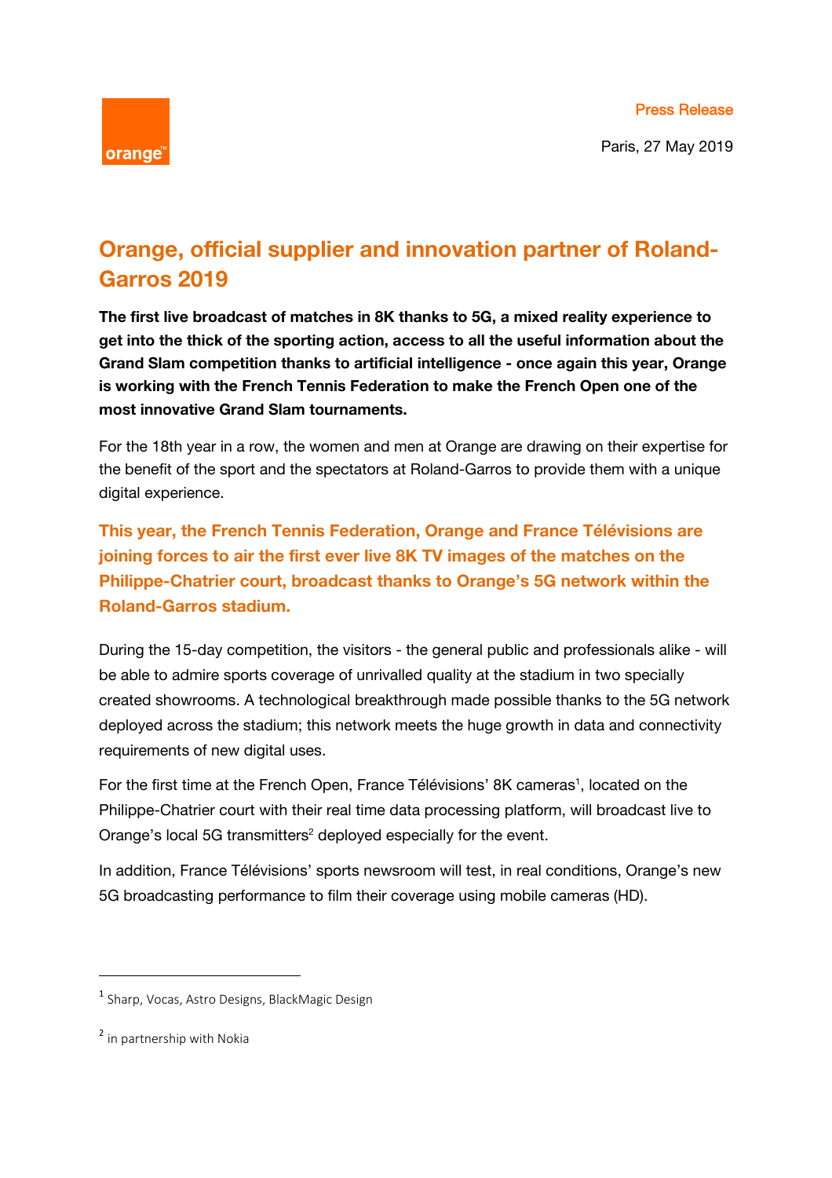Press Release

Paris, 27 May 2019

# Orange, official supplier and innovation partner of Roland-Garros 2019

**The first live broadcast of matches in 8K thanks to 5G, a mixed reality experience to get into the thick of the sporting action, access to all the useful information about the Grand Slam competition thanks to artificial intelligence - once again this year, Orange is working with the French Tennis Federation to make the French Open one of the most innovative Grand Slam tournaments.**

For the 18th year in a row, the women and men at Orange are drawing on their expertise for the benefit of the sport and the spectators at Roland-Garros to provide them with a unique digital experience.

**This year, the French Tennis Federation, Orange and France Télévisions are joining forces to air the first ever live 8K TV images of the matches on the Philippe-Chatrier court, broadcast thanks to Orange's 5G network within the Roland-Garros stadium.**

During the 15-day competition, the visitors - the general public and professionals alike - will be able to admire sports coverage of unrivalled quality at the stadium in two specially created showrooms. A technological breakthrough made possible thanks to the 5G network deployed across the stadium; this network meets the huge growth in data and connectivity requirements of new digital uses.

For the first time at the French Open, France Télévisions' 8K cameras[1], located on the Philippe-Chatrier court with their real time data processing platform, will broadcast live to Orange's local 5G transmitters[2] deployed especially for the event.

In addition, France Télévisions' sports newsroom will test, in real conditions, Orange's new 5G broadcasting performance to film their coverage using mobile cameras (HD).

---

[1] Sharp, Vocas, Astro Designs, BlackMagic Design

[2] in partnership with Nokia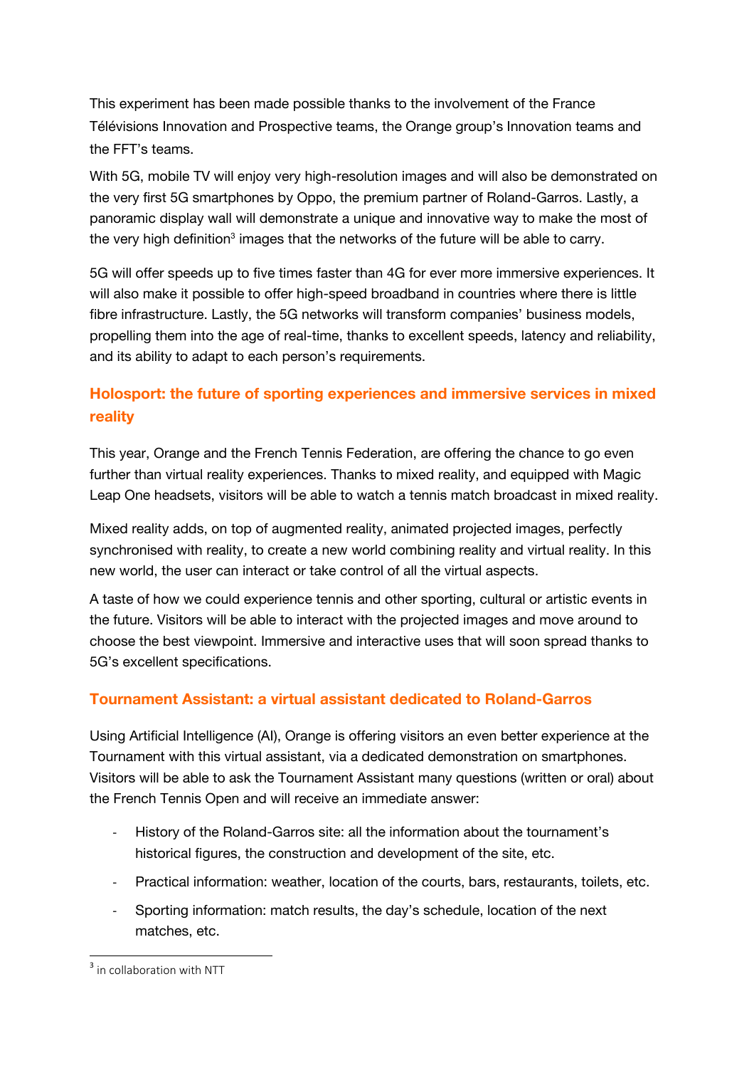This experiment has been made possible thanks to the involvement of the France Télévisions Innovation and Prospective teams, the Orange group's Innovation teams and the FFT's teams.

With 5G, mobile TV will enjoy very high-resolution images and will also be demonstrated on the very first 5G smartphones by Oppo, the premium partner of Roland-Garros. Lastly, a panoramic display wall will demonstrate a unique and innovative way to make the most of the very high definition[3] images that the networks of the future will be able to carry.

5G will offer speeds up to five times faster than 4G for ever more immersive experiences. It will also make it possible to offer high-speed broadband in countries where there is little fibre infrastructure. Lastly, the 5G networks will transform companies' business models, propelling them into the age of real-time, thanks to excellent speeds, latency and reliability, and its ability to adapt to each person's requirements.

## Holosport: the future of sporting experiences and immersive services in mixed reality

This year, Orange and the French Tennis Federation, are offering the chance to go even further than virtual reality experiences. Thanks to mixed reality, and equipped with Magic Leap One headsets, visitors will be able to watch a tennis match broadcast in mixed reality.

Mixed reality adds, on top of augmented reality, animated projected images, perfectly synchronised with reality, to create a new world combining reality and virtual reality. In this new world, the user can interact or take control of all the virtual aspects.

A taste of how we could experience tennis and other sporting, cultural or artistic events in the future. Visitors will be able to interact with the projected images and move around to choose the best viewpoint. Immersive and interactive uses that will soon spread thanks to 5G's excellent specifications.

## Tournament Assistant: a virtual assistant dedicated to Roland-Garros

Using Artificial Intelligence (AI), Orange is offering visitors an even better experience at the Tournament with this virtual assistant, via a dedicated demonstration on smartphones. Visitors will be able to ask the Tournament Assistant many questions (written or oral) about the French Tennis Open and will receive an immediate answer:

- History of the Roland-Garros site: all the information about the tournament's historical figures, the construction and development of the site, etc.
- Practical information: weather, location of the courts, bars, restaurants, toilets, etc.
- Sporting information: match results, the day's schedule, location of the next matches, etc.

[3] in collaboration with NTT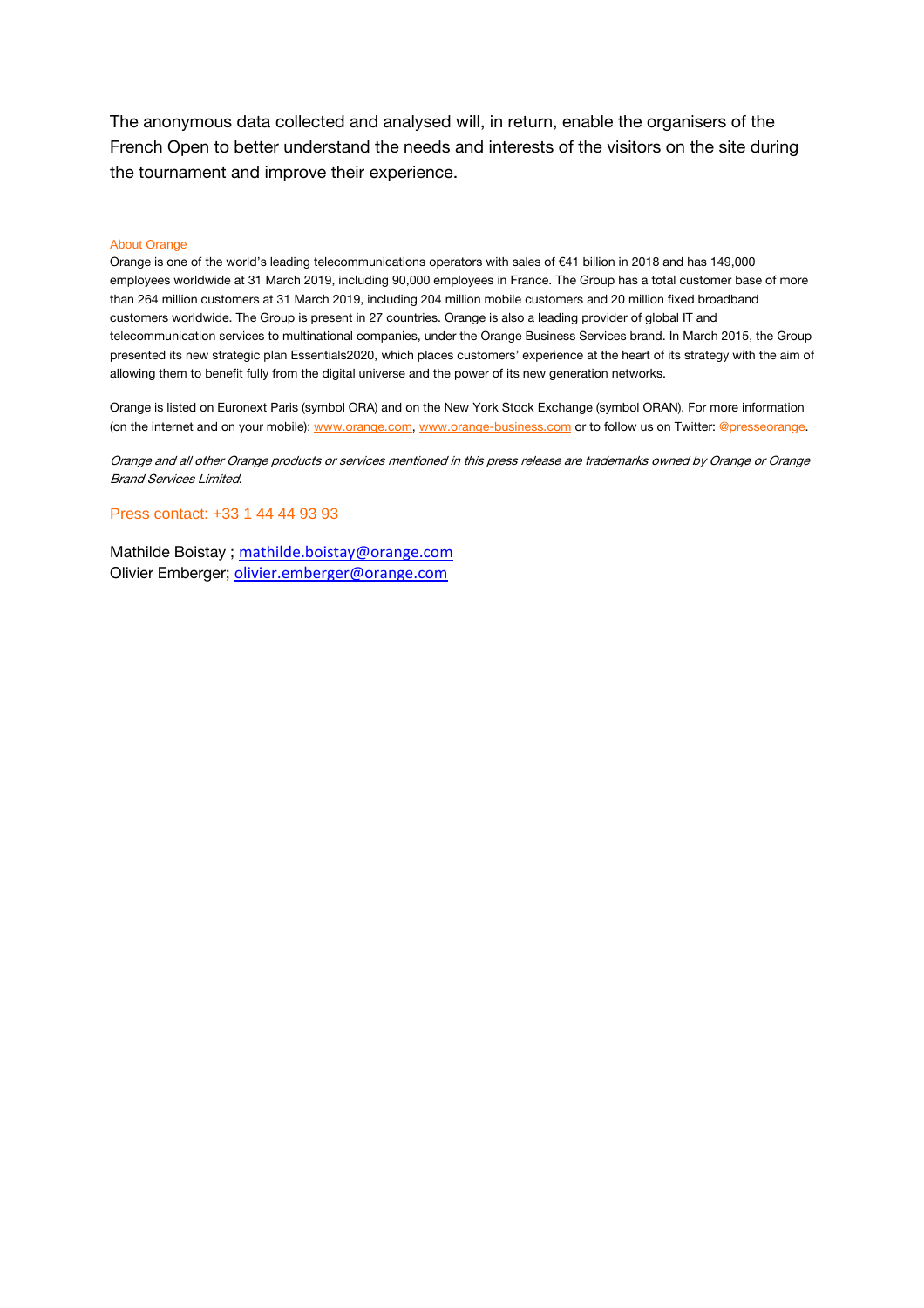The anonymous data collected and analysed will, in return, enable the organisers of the French Open to better understand the needs and interests of the visitors on the site during the tournament and improve their experience.

### About Orange

Orange is one of the world's leading telecommunications operators with sales of €41 billion in 2018 and has 149,000 employees worldwide at 31 March 2019, including 90,000 employees in France. The Group has a total customer base of more than 264 million customers at 31 March 2019, including 204 million mobile customers and 20 million fixed broadband customers worldwide. The Group is present in 27 countries. Orange is also a leading provider of global IT and telecommunication services to multinational companies, under the Orange Business Services brand. In March 2015, the Group presented its new strategic plan Essentials2020, which places customers' experience at the heart of its strategy with the aim of allowing them to benefit fully from the digital universe and the power of its new generation networks.

Orange is listed on Euronext Paris (symbol ORA) and on the New York Stock Exchange (symbol ORAN). For more information (on the internet and on your mobile): www.orange.com, www.orange-business.com or to follow us on Twitter: @presseorange.

*Orange and all other Orange products or services mentioned in this press release are trademarks owned by Orange or Orange Brand Services Limited.*

Press contact: +33 1 44 44 93 93

Mathilde Boistay ; mathilde.boistay@orange.com
Olivier Emberger; olivier.emberger@orange.com